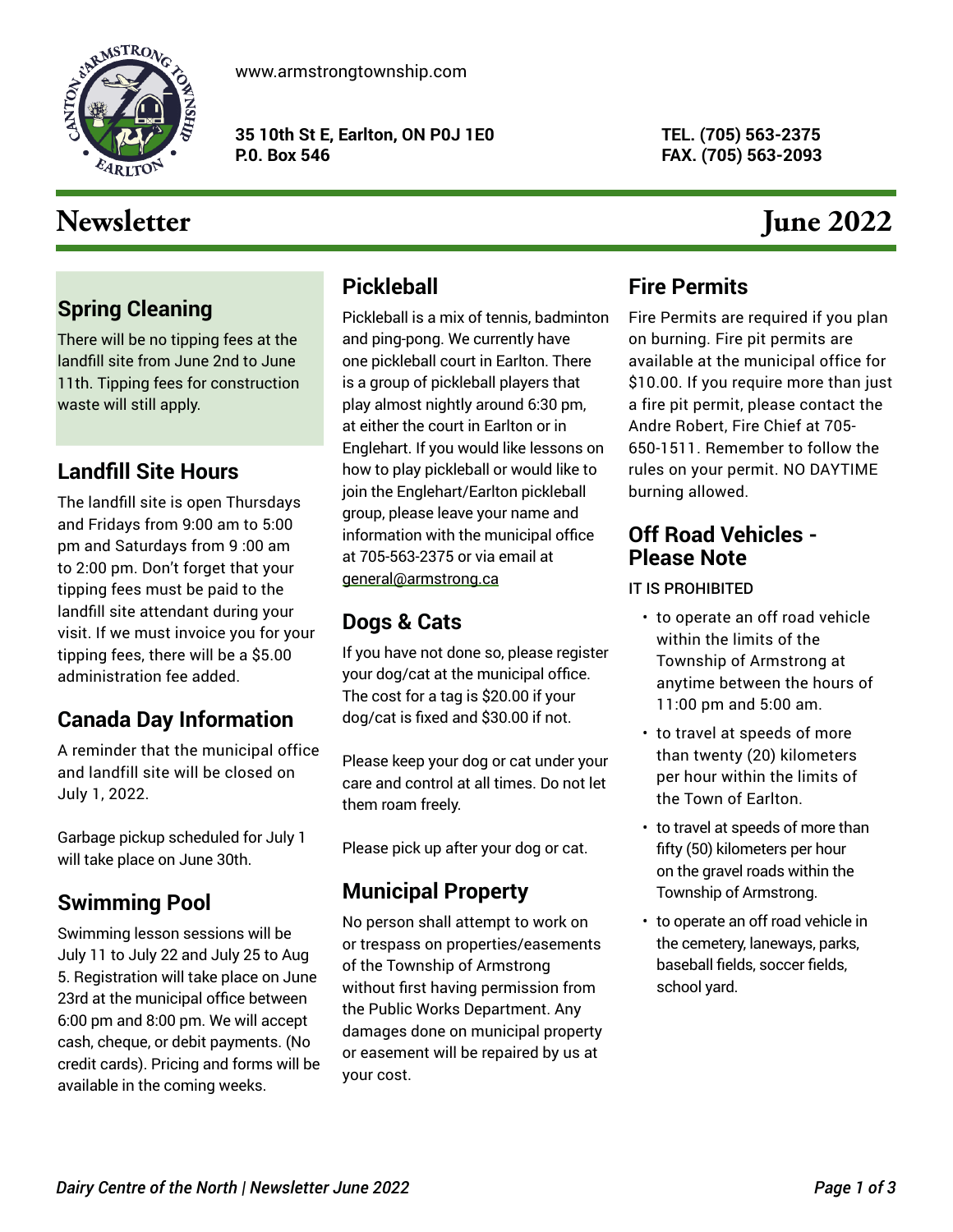www.armstrongtownship.com

**35 10th St E, Earlton, ON P0J 1E0**
**P.O. Box 546**

**TEL. (705) 563-2375**
**FAX. (705) 563-2093**

# Newsletter June 2022

## Spring Cleaning

There will be no tipping fees at the landfill site from June 2nd to June 11th. Tipping fees for construction waste will still apply.

## Landfill Site Hours

The landfill site is open Thursdays and Fridays from 9:00 am to 5:00 pm and Saturdays from 9 :00 am to 2:00 pm. Don't forget that your tipping fees must be paid to the landfill site attendant during your visit. If we must invoice you for your tipping fees, there will be a $5.00 administration fee added.

## Canada Day Information

A reminder that the municipal office and landfill site will be closed on July 1, 2022.

Garbage pickup scheduled for July 1 will take place on June 30th.

## Swimming Pool

Swimming lesson sessions will be July 11 to July 22 and July 25 to Aug 5. Registration will take place on June 23rd at the municipal office between 6:00 pm and 8:00 pm. We will accept cash, cheque, or debit payments. (No credit cards). Pricing and forms will be available in the coming weeks.

## Pickleball

Pickleball is a mix of tennis, badminton and ping-pong. We currently have one pickleball court in Earlton. There is a group of pickleball players that play almost nightly around 6:30 pm, at either the court in Earlton or in Englehart. If you would like lessons on how to play pickleball or would like to join the Englehart/Earlton pickleball group, please leave your name and information with the municipal office at 705-563-2375 or via email at general@armstrong.ca

## Dogs & Cats

If you have not done so, please register your dog/cat at the municipal office. The cost for a tag is $20.00 if your dog/cat is fixed and $30.00 if not.

Please keep your dog or cat under your care and control at all times. Do not let them roam freely.

Please pick up after your dog or cat.

## Municipal Property

No person shall attempt to work on or trespass on properties/easements of the Township of Armstrong without first having permission from the Public Works Department. Any damages done on municipal property or easement will be repaired by us at your cost.

## Fire Permits

Fire Permits are required if you plan on burning. Fire pit permits are available at the municipal office for $10.00. If you require more than just a fire pit permit, please contact the Andre Robert, Fire Chief at 705-650-1511. Remember to follow the rules on your permit. NO DAYTIME burning allowed.

## Off Road Vehicles - Please Note

IT IS PROHIBITED

- to operate an off road vehicle within the limits of the Township of Armstrong at anytime between the hours of 11:00 pm and 5:00 am.
- to travel at speeds of more than twenty (20) kilometers per hour within the limits of the Town of Earlton.
- to travel at speeds of more than fifty (50) kilometers per hour on the gravel roads within the Township of Armstrong.
- to operate an off road vehicle in the cemetery, laneways, parks, baseball fields, soccer fields, school yard.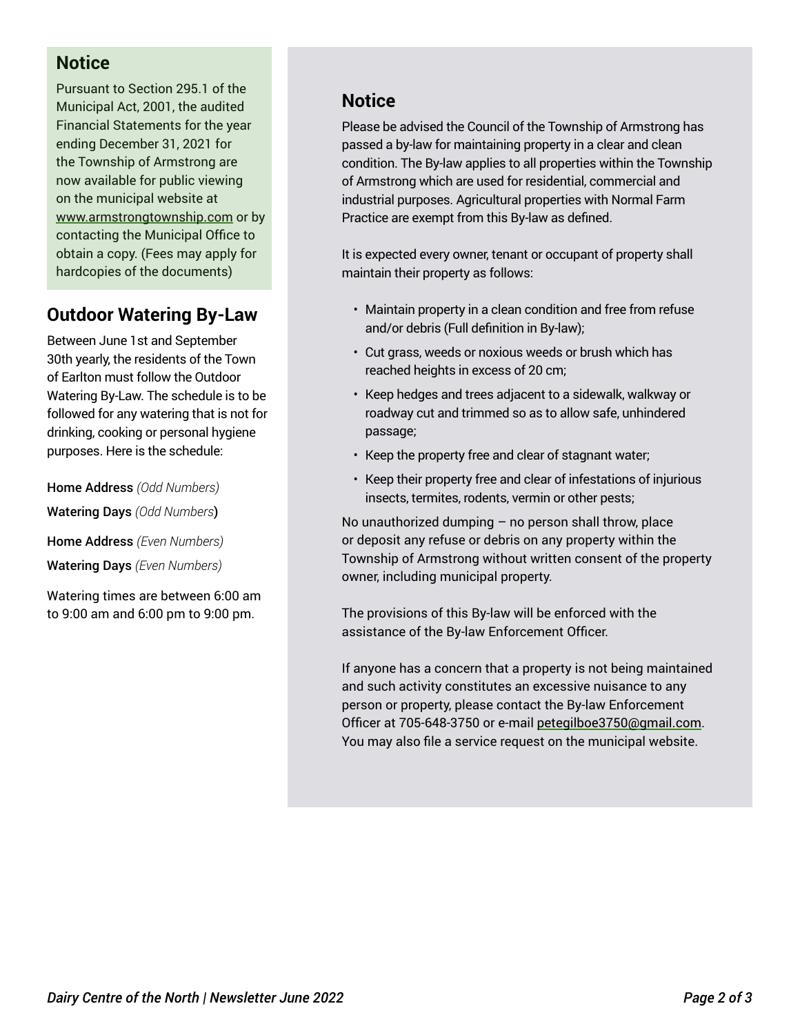## Notice

Pursuant to Section 295.1 of the Municipal Act, 2001, the audited Financial Statements for the year ending December 31, 2021 for the Township of Armstrong are now available for public viewing on the municipal website at www.armstrongtownship.com or by contacting the Municipal Office to obtain a copy. (Fees may apply for hardcopies of the documents)

## Outdoor Watering By-Law

Between June 1st and September 30th yearly, the residents of the Town of Earlton must follow the Outdoor Watering By-Law. The schedule is to be followed for any watering that is not for drinking, cooking or personal hygiene purposes. Here is the schedule:

Home Address *(Odd Numbers)*
Watering Days *(Odd Numbers)*

Home Address *(Even Numbers)*
Watering Days *(Even Numbers)*

Watering times are between 6:00 am to 9:00 am and 6:00 pm to 9:00 pm.

## Notice

Please be advised the Council of the Township of Armstrong has passed a by-law for maintaining property in a clear and clean condition. The By-law applies to all properties within the Township of Armstrong which are used for residential, commercial and industrial purposes. Agricultural properties with Normal Farm Practice are exempt from this By-law as defined.

It is expected every owner, tenant or occupant of property shall maintain their property as follows:

- Maintain property in a clean condition and free from refuse and/or debris (Full definition in By-law);
- Cut grass, weeds or noxious weeds or brush which has reached heights in excess of 20 cm;
- Keep hedges and trees adjacent to a sidewalk, walkway or roadway cut and trimmed so as to allow safe, unhindered passage;
- Keep the property free and clear of stagnant water;
- Keep their property free and clear of infestations of injurious insects, termites, rodents, vermin or other pests;

No unauthorized dumping – no person shall throw, place or deposit any refuse or debris on any property within the Township of Armstrong without written consent of the property owner, including municipal property.

The provisions of this By-law will be enforced with the assistance of the By-law Enforcement Officer.

If anyone has a concern that a property is not being maintained and such activity constitutes an excessive nuisance to any person or property, please contact the By-law Enforcement Officer at 705-648-3750 or e-mail petegilboe3750@gmail.com. You may also file a service request on the municipal website.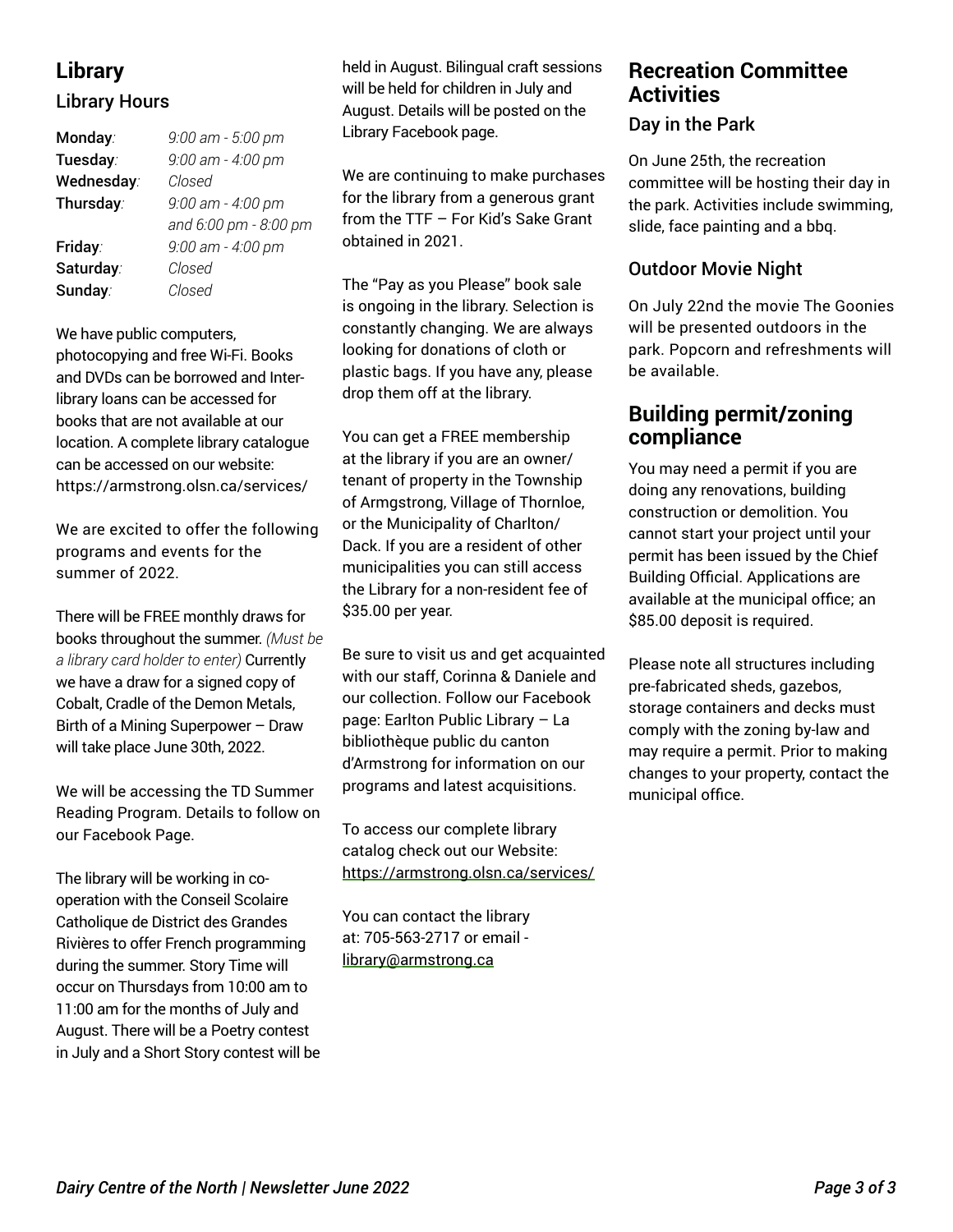# Library

## Library Hours

| | |
|---|---|
| **Monday**: | *9:00 am - 5:00 pm* |
| **Tuesday**: | *9:00 am - 4:00 pm* |
| **Wednesday**: | *Closed* |
| **Thursday**: | *9:00 am - 4:00 pm and 6:00 pm - 8:00 pm* |
| **Friday**: | *9:00 am - 4:00 pm* |
| **Saturday**: | *Closed* |
| **Sunday**: | *Closed* |

We have public computers, photocopying and free Wi-Fi. Books and DVDs can be borrowed and Inter-library loans can be accessed for books that are not available at our location. A complete library catalogue can be accessed on our website: https://armstrong.olsn.ca/services/

We are excited to offer the following programs and events for the summer of 2022.

There will be FREE monthly draws for books throughout the summer. *(Must be a library card holder to enter)* Currently we have a draw for a signed copy of Cobalt, Cradle of the Demon Metals, Birth of a Mining Superpower – Draw will take place June 30th, 2022.

We will be accessing the TD Summer Reading Program. Details to follow on our Facebook Page.

The library will be working in co-operation with the Conseil Scolaire Catholique de District des Grandes Rivières to offer French programming during the summer. Story Time will occur on Thursdays from 10:00 am to 11:00 am for the months of July and August. There will be a Poetry contest in July and a Short Story contest will be held in August. Bilingual craft sessions will be held for children in July and August. Details will be posted on the Library Facebook page.

We are continuing to make purchases for the library from a generous grant from the TTF – For Kid's Sake Grant obtained in 2021.

The "Pay as you Please" book sale is ongoing in the library. Selection is constantly changing. We are always looking for donations of cloth or plastic bags. If you have any, please drop them off at the library.

You can get a FREE membership at the library if you are an owner/tenant of property in the Township of Armgstrong, Village of Thornloe, or the Municipality of Charlton/Dack. If you are a resident of other municipalities you can still access the Library for a non-resident fee of $35.00 per year.

Be sure to visit us and get acquainted with our staff, Corinna & Daniele and our collection. Follow our Facebook page: Earlton Public Library – La bibliothèque public du canton d'Armstrong for information on our programs and latest acquisitions.

To access our complete library catalog check out our Website: https://armstrong.olsn.ca/services/

You can contact the library at: 705-563-2717 or email - library@armstrong.ca

# Recreation Committee Activities

## Day in the Park

On June 25th, the recreation committee will be hosting their day in the park. Activities include swimming, slide, face painting and a bbq.

## Outdoor Movie Night

On July 22nd the movie The Goonies will be presented outdoors in the park. Popcorn and refreshments will be available.

# Building permit/zoning compliance

You may need a permit if you are doing any renovations, building construction or demolition. You cannot start your project until your permit has been issued by the Chief Building Official. Applications are available at the municipal office; an $85.00 deposit is required.

Please note all structures including pre-fabricated sheds, gazebos, storage containers and decks must comply with the zoning by-law and may require a permit. Prior to making changes to your property, contact the municipal office.